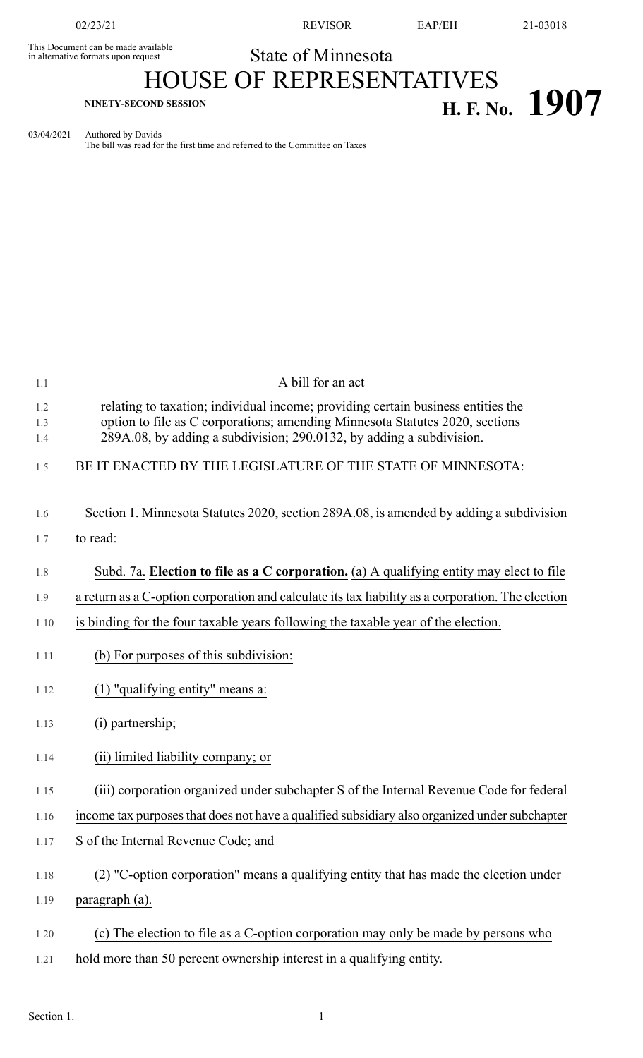02/23/21 REVISOR EAP/EH 21-03018

This Document can be made available in alternative formats upon request

State of Minnesota

# HOUSE OF REPRESENTATIVES

**NINETY-SECOND SESSION**

# H. F. No. 1907

03/04/2021 Authored by Davids
The bill was read for the first time and referred to the Committee on Taxes

A bill for an act

relating to taxation; individual income; providing certain business entities the option to file as C corporations; amending Minnesota Statutes 2020, sections 289A.08, by adding a subdivision; 290.0132, by adding a subdivision.

BE IT ENACTED BY THE LEGISLATURE OF THE STATE OF MINNESOTA:

Section 1. Minnesota Statutes 2020, section 289A.08, is amended by adding a subdivision to read:

Subd. 7a. **Election to file as a C corporation.** (a) A qualifying entity may elect to file a return as a C-option corporation and calculate its tax liability as a corporation. The election is binding for the four taxable years following the taxable year of the election.

(b) For purposes of this subdivision:

(1) "qualifying entity" means a:

(i) partnership;

(ii) limited liability company; or

(iii) corporation organized under subchapter S of the Internal Revenue Code for federal income tax purposes that does not have a qualified subsidiary also organized under subchapter S of the Internal Revenue Code; and

(2) "C-option corporation" means a qualifying entity that has made the election under paragraph (a).

(c) The election to file as a C-option corporation may only be made by persons who hold more than 50 percent ownership interest in a qualifying entity.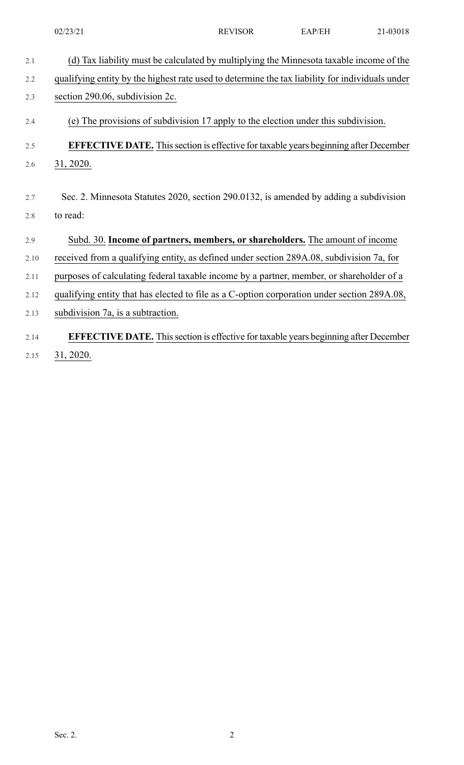(d) Tax liability must be calculated by multiplying the Minnesota taxable income of the qualifying entity by the highest rate used to determine the tax liability for individuals under section 290.06, subdivision 2c.

(e) The provisions of subdivision 17 apply to the election under this subdivision.

**EFFECTIVE DATE.** This section is effective for taxable years beginning after December 31, 2020.

Sec. 2. Minnesota Statutes 2020, section 290.0132, is amended by adding a subdivision to read:

Subd. 30. **Income of partners, members, or shareholders.** The amount of income received from a qualifying entity, as defined under section 289A.08, subdivision 7a, for purposes of calculating federal taxable income by a partner, member, or shareholder of a qualifying entity that has elected to file as a C-option corporation under section 289A.08, subdivision 7a, is a subtraction.

**EFFECTIVE DATE.** This section is effective for taxable years beginning after December 31, 2020.